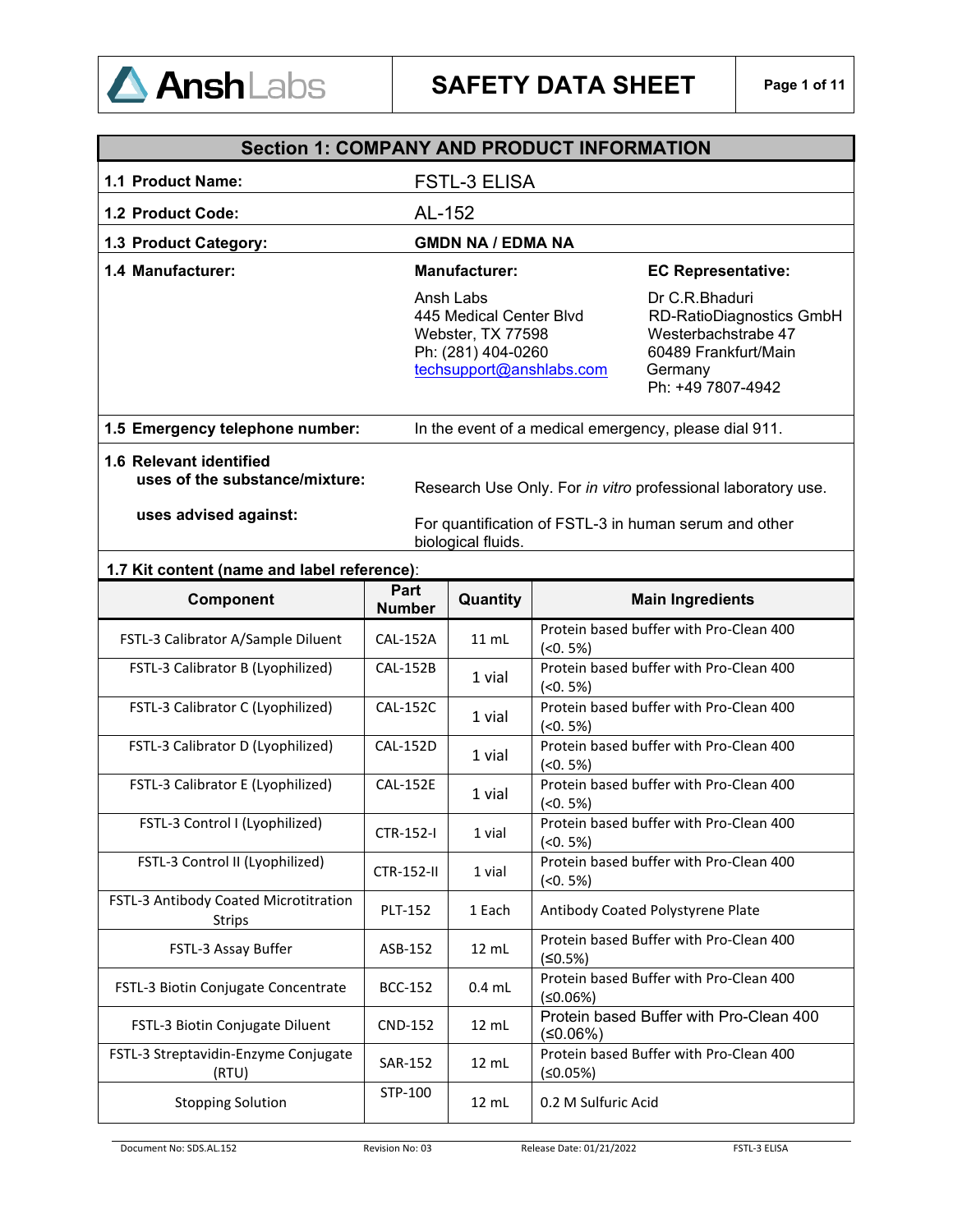# SAFETY DATA SHEET

## Section 1: COMPANY AND PRODUCT INFORMATION

| | |
|---|---|
| **1.1 Product Name:** | FSTL-3 ELISA |
| **1.2 Product Code:** | AL-152 |
| **1.3 Product Category:** | **GMDN NA / EDMA NA** |

**1.4 Manufacturer:**

| **Manufacturer:** | **EC Representative:** |
|---|---|
| Ansh Labs<br>445 Medical Center Blvd<br>Webster, TX 77598<br>Ph: (281) 404-0260<br>techsupport@anshlabs.com | Dr C.R.Bhaduri<br>RD-RatioDiagnostics GmbH<br>Westerbachstrabe 47<br>60489 Frankfurt/Main<br>Germany<br>Ph: +49 7807-4942 |

**1.5 Emergency telephone number:** In the event of a medical emergency, please dial 911.

**1.6 Relevant identified uses of the substance/mixture:** Research Use Only. For *in vitro* professional laboratory use.

**uses advised against:** For quantification of FSTL-3 in human serum and other biological fluids.

**1.7 Kit content (name and label reference)**:

| Component | Part Number | Quantity | Main Ingredients |
|---|---|---|---|
| FSTL-3 Calibrator A/Sample Diluent | CAL-152A | 11 mL | Protein based buffer with Pro-Clean 400 (<0. 5%) |
| FSTL-3 Calibrator B (Lyophilized) | CAL-152B | 1 vial | Protein based buffer with Pro-Clean 400 (<0. 5%) |
| FSTL-3 Calibrator C (Lyophilized) | CAL-152C | 1 vial | Protein based buffer with Pro-Clean 400 (<0. 5%) |
| FSTL-3 Calibrator D (Lyophilized) | CAL-152D | 1 vial | Protein based buffer with Pro-Clean 400 (<0. 5%) |
| FSTL-3 Calibrator E (Lyophilized) | CAL-152E | 1 vial | Protein based buffer with Pro-Clean 400 (<0. 5%) |
| FSTL-3 Control I (Lyophilized) | CTR-152-I | 1 vial | Protein based buffer with Pro-Clean 400 (<0. 5%) |
| FSTL-3 Control II (Lyophilized) | CTR-152-II | 1 vial | Protein based buffer with Pro-Clean 400 (<0. 5%) |
| FSTL-3 Antibody Coated Microtitration Strips | PLT-152 | 1 Each | Antibody Coated Polystyrene Plate |
| FSTL-3 Assay Buffer | ASB-152 | 12 mL | Protein based Buffer with Pro-Clean 400 (≤0.5%) |
| FSTL-3 Biotin Conjugate Concentrate | BCC-152 | 0.4 mL | Protein based Buffer with Pro-Clean 400 (≤0.06%) |
| FSTL-3 Biotin Conjugate Diluent | CND-152 | 12 mL | Protein based Buffer with Pro-Clean 400 (≤0.06%) |
| FSTL-3 Streptavidin-Enzyme Conjugate (RTU) | SAR-152 | 12 mL | Protein based Buffer with Pro-Clean 400 (≤0.05%) |
| Stopping Solution | STP-100 | 12 mL | 0.2 M Sulfuric Acid |

Document No: SDS.AL.152 | Revision No: 03 | Release Date: 01/21/2022 | FSTL-3 ELISA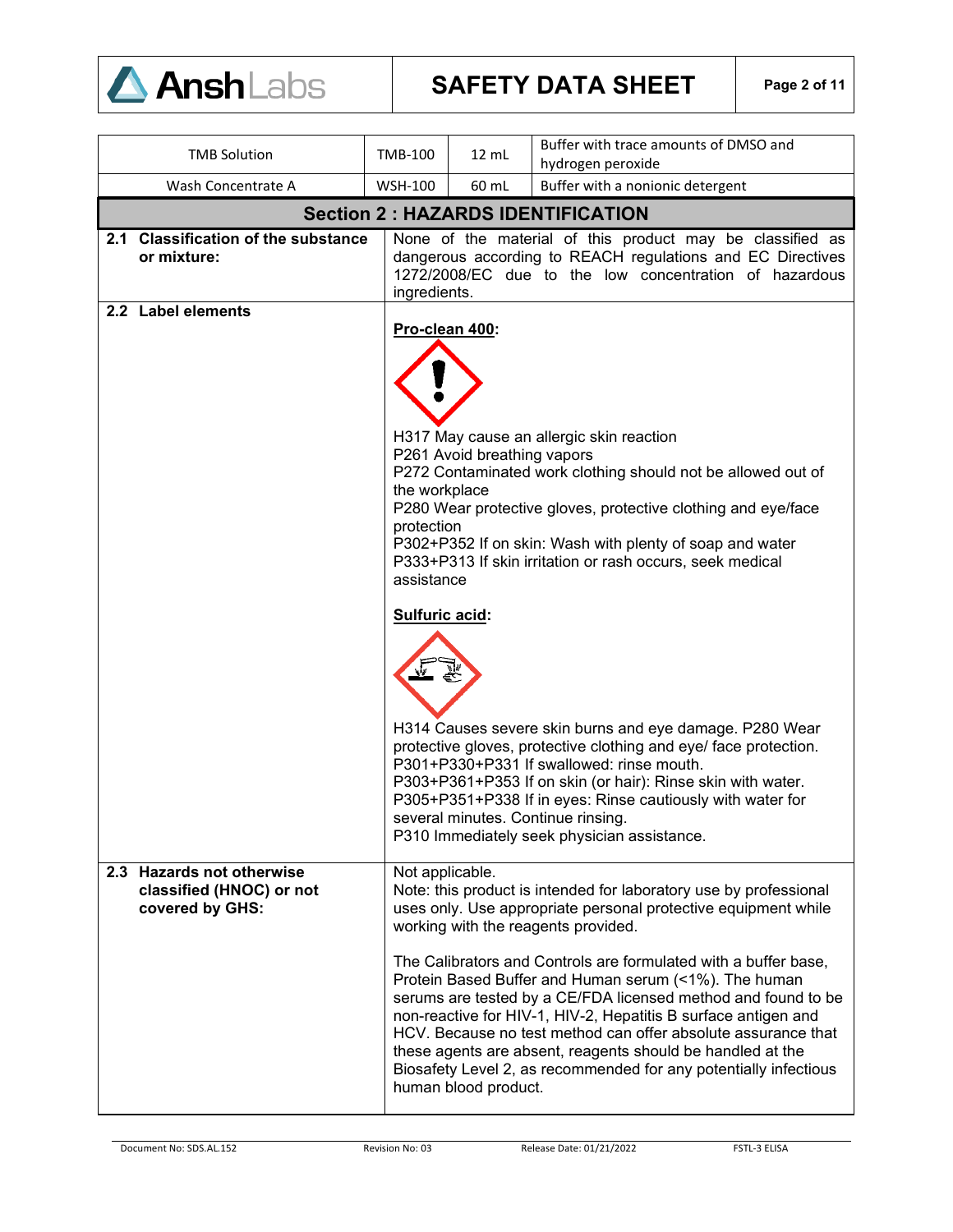| TMB Solution | TMB-100 | 12 mL | Buffer with trace amounts of DMSO and hydrogen peroxide |
|---|---|---|---|
| Wash Concentrate A | WSH-100 | 60 mL | Buffer with a nonionic detergent |

## Section 2 : HAZARDS IDENTIFICATION

**2.1 Classification of the substance or mixture:**

None of the material of this product may be classified as dangerous according to REACH regulations and EC Directives 1272/2008/EC due to the low concentration of hazardous ingredients.

**2.2 Label elements**

**Pro-clean 400:**

H317 May cause an allergic skin reaction
P261 Avoid breathing vapors
P272 Contaminated work clothing should not be allowed out of the workplace
P280 Wear protective gloves, protective clothing and eye/face protection
P302+P352 If on skin: Wash with plenty of soap and water
P333+P313 If skin irritation or rash occurs, seek medical assistance

**Sulfuric acid:**

H314 Causes severe skin burns and eye damage. P280 Wear protective gloves, protective clothing and eye/ face protection.
P301+P330+P331 If swallowed: rinse mouth.
P303+P361+P353 If on skin (or hair): Rinse skin with water.
P305+P351+P338 If in eyes: Rinse cautiously with water for several minutes. Continue rinsing.
P310 Immediately seek physician assistance.

**2.3 Hazards not otherwise classified (HNOC) or not covered by GHS:**

Not applicable.
Note: this product is intended for laboratory use by professional uses only. Use appropriate personal protective equipment while working with the reagents provided.

The Calibrators and Controls are formulated with a buffer base, Protein Based Buffer and Human serum (<1%). The human serums are tested by a CE/FDA licensed method and found to be non-reactive for HIV-1, HIV-2, Hepatitis B surface antigen and HCV. Because no test method can offer absolute assurance that these agents are absent, reagents should be handled at the Biosafety Level 2, as recommended for any potentially infectious human blood product.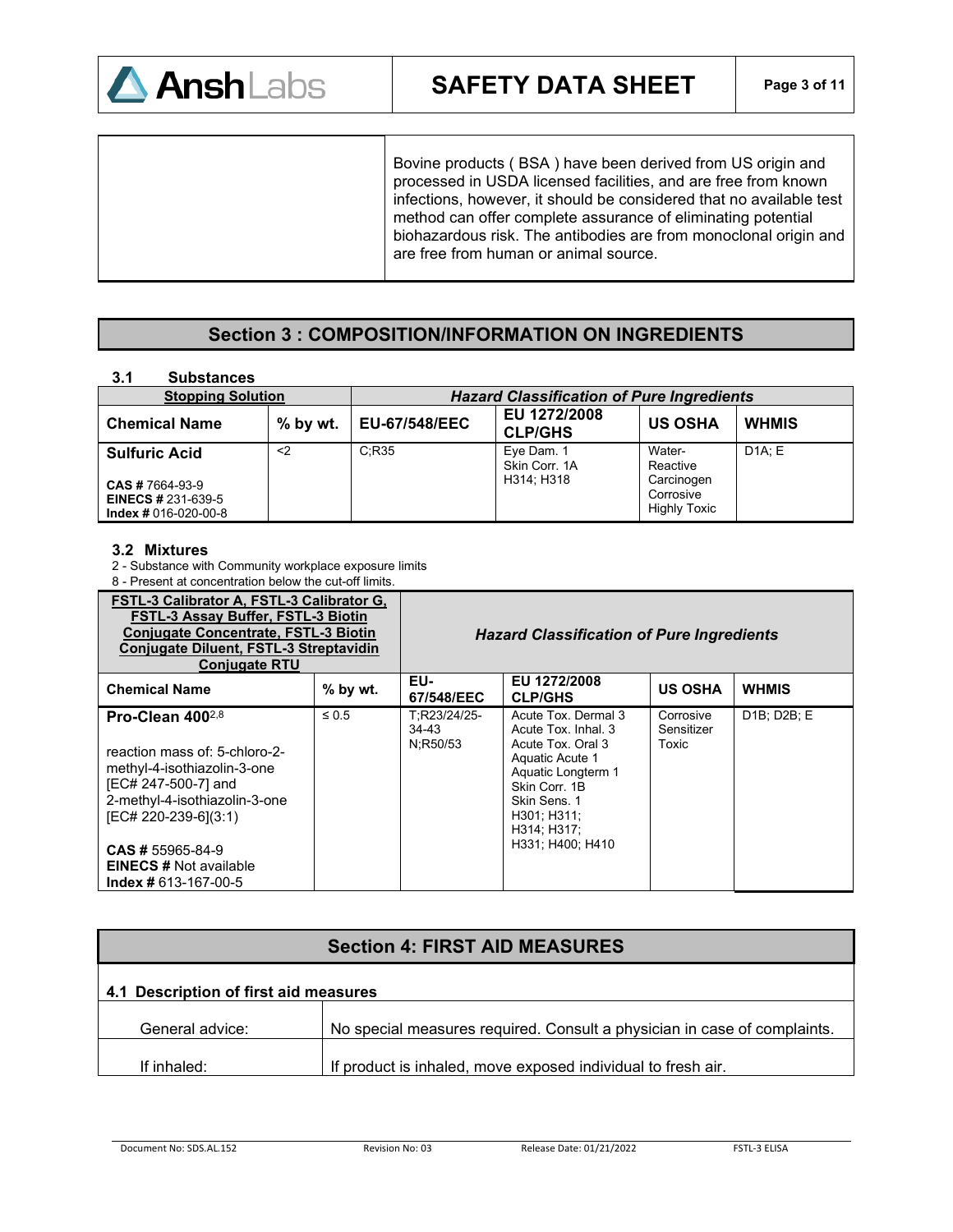| | Bovine products ( BSA ) have been derived from US origin and processed in USDA licensed facilities, and are free from known infections, however, it should be considered that no available test method can offer complete assurance of eliminating potential biohazardous risk. The antibodies are from monoclonal origin and are free from human or animal source. |
|---|---|

## Section 3 : COMPOSITION/INFORMATION ON INGREDIENTS

### 3.1 Substances

| **Stopping Solution** | | ***Hazard Classification of Pure Ingredients*** | | | |
|---|---|---|---|---|---|
| **Chemical Name** | **% by wt.** | **EU-67/548/EEC** | **EU 1272/2008 CLP/GHS** | **US OSHA** | **WHMIS** |
| **Sulfuric Acid**<br><br>**CAS #** 7664-93-9<br>**EINECS #** 231-639-5<br>**Index #** 016-020-00-8 | <2 | C;R35 | Eye Dam. 1<br>Skin Corr. 1A<br>H314; H318 | Water-Reactive<br>Carcinogen<br>Corrosive<br>Highly Toxic | D1A; E |

### 3.2 Mixtures

2 - Substance with Community workplace exposure limits
8 - Present at concentration below the cut-off limits.

| **FSTL-3 Calibrator A, FSTL-3 Calibrator G, FSTL-3 Assay Buffer, FSTL-3 Biotin Conjugate Concentrate, FSTL-3 Biotin Conjugate Diluent, FSTL-3 Streptavidin Conjugate RTU** | | ***Hazard Classification of Pure Ingredients*** | | | |
|---|---|---|---|---|---|
| **Chemical Name** | **% by wt.** | **EU-67/548/EEC** | **EU 1272/2008 CLP/GHS** | **US OSHA** | **WHMIS** |
| **Pro-Clean 400**[2,8]<br><br>reaction mass of: 5-chloro-2-methyl-4-isothiazolin-3-one [EC# 247-500-7] and 2-methyl-4-isothiazolin-3-one [EC# 220-239-6](3:1)<br><br>**CAS #** 55965-84-9<br>**EINECS #** Not available<br>**Index #** 613-167-00-5 | ≤ 0.5 | T;R23/24/25-34-43<br>N;R50/53 | Acute Tox. Dermal 3<br>Acute Tox. Inhal. 3<br>Acute Tox. Oral 3<br>Aquatic Acute 1<br>Aquatic Longterm 1<br>Skin Corr. 1B<br>Skin Sens. 1<br>H301; H311; H314; H317; H331; H400; H410 | Corrosive<br>Sensitizer<br>Toxic | D1B; D2B; E |

## Section 4: FIRST AID MEASURES

### 4.1 Description of first aid measures

| | |
|---|---|
| General advice: | No special measures required. Consult a physician in case of complaints. |
| If inhaled: | If product is inhaled, move exposed individual to fresh air. |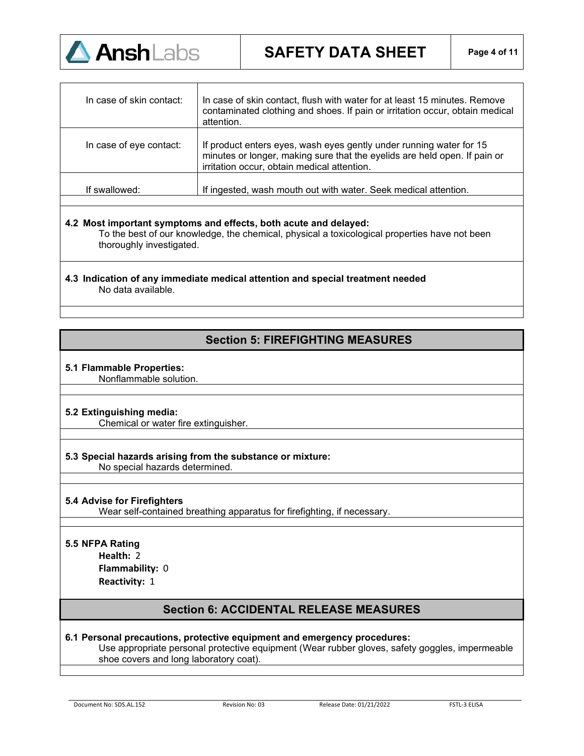| | |
|---|---|
| In case of skin contact: | In case of skin contact, flush with water for at least 15 minutes. Remove contaminated clothing and shoes. If pain or irritation occur, obtain medical attention. |
| In case of eye contact: | If product enters eyes, wash eyes gently under running water for 15 minutes or longer, making sure that the eyelids are held open. If pain or irritation occur, obtain medical attention. |
| If swallowed: | If ingested, wash mouth out with water. Seek medical attention. |

**4.2 Most important symptoms and effects, both acute and delayed:**

To the best of our knowledge, the chemical, physical a toxicological properties have not been thoroughly investigated.

**4.3 Indication of any immediate medical attention and special treatment needed**

No data available.

## Section 5: FIREFIGHTING MEASURES

**5.1 Flammable Properties:**

Nonflammable solution.

**5.2 Extinguishing media:**

Chemical or water fire extinguisher.

**5.3 Special hazards arising from the substance or mixture:**

No special hazards determined.

**5.4 Advise for Firefighters**

Wear self-contained breathing apparatus for firefighting, if necessary.

**5.5 NFPA Rating**

**Health:** 2
**Flammability:** 0
**Reactivity:** 1

## Section 6: ACCIDENTAL RELEASE MEASURES

**6.1 Personal precautions, protective equipment and emergency procedures:**

Use appropriate personal protective equipment (Wear rubber gloves, safety goggles, impermeable shoe covers and long laboratory coat).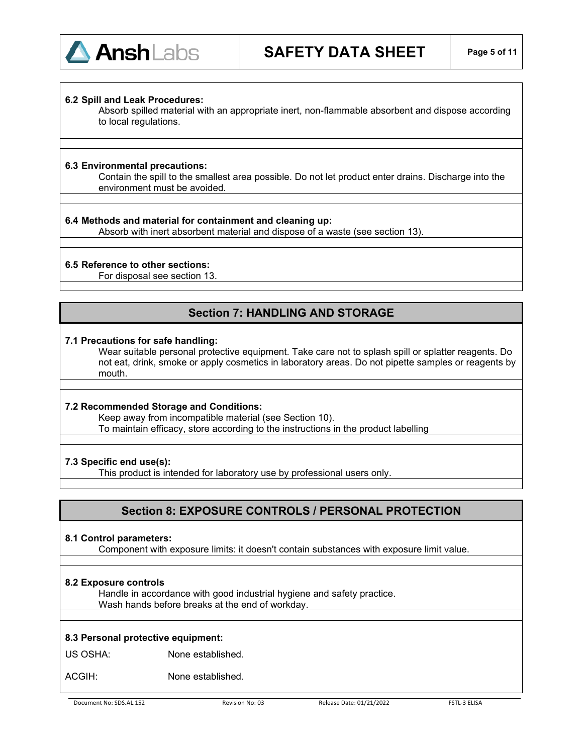**6.2 Spill and Leak Procedures:**

Absorb spilled material with an appropriate inert, non-flammable absorbent and dispose according to local regulations.

**6.3 Environmental precautions:**

Contain the spill to the smallest area possible. Do not let product enter drains. Discharge into the environment must be avoided.

**6.4 Methods and material for containment and cleaning up:**

Absorb with inert absorbent material and dispose of a waste (see section 13).

**6.5 Reference to other sections:**

For disposal see section 13.

## Section 7: HANDLING AND STORAGE

**7.1 Precautions for safe handling:**

Wear suitable personal protective equipment. Take care not to splash spill or splatter reagents. Do not eat, drink, smoke or apply cosmetics in laboratory areas. Do not pipette samples or reagents by mouth.

**7.2 Recommended Storage and Conditions:**

Keep away from incompatible material (see Section 10).
To maintain efficacy, store according to the instructions in the product labelling

**7.3 Specific end use(s):**

This product is intended for laboratory use by professional users only.

## Section 8: EXPOSURE CONTROLS / PERSONAL PROTECTION

**8.1 Control parameters:**

Component with exposure limits: it doesn't contain substances with exposure limit value.

**8.2 Exposure controls**

Handle in accordance with good industrial hygiene and safety practice.
Wash hands before breaks at the end of workday.

**8.3 Personal protective equipment:**

US OSHA: None established.

ACGIH: None established.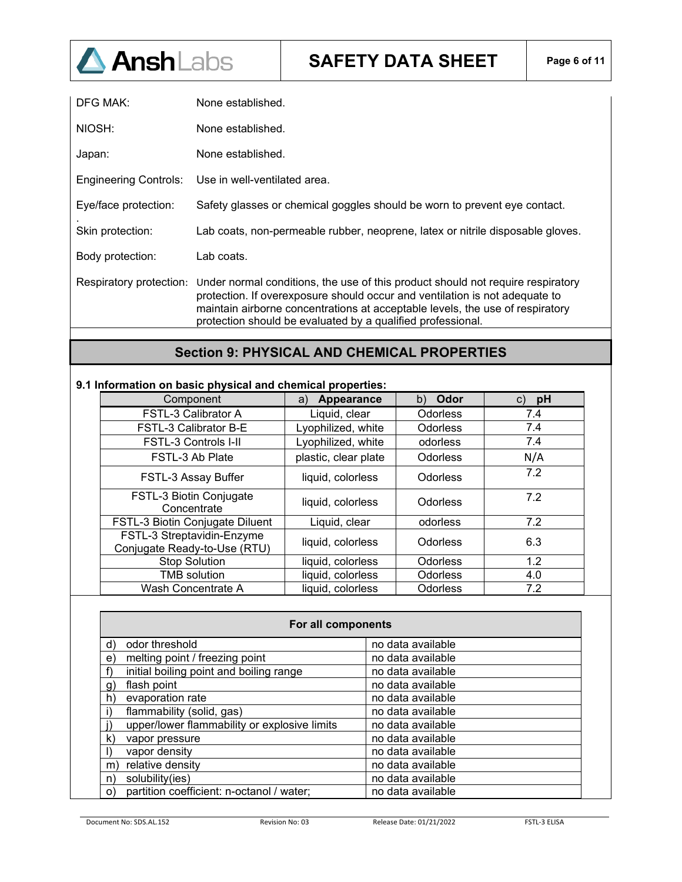DFG MAK: None established.

NIOSH: None established.

Japan: None established.

Engineering Controls: Use in well-ventilated area.

Eye/face protection: Safety glasses or chemical goggles should be worn to prevent eye contact.

Skin protection: Lab coats, non-permeable rubber, neoprene, latex or nitrile disposable gloves.

Body protection: Lab coats.

Respiratory protection: Under normal conditions, the use of this product should not require respiratory protection. If overexposure should occur and ventilation is not adequate to maintain airborne concentrations at acceptable levels, the use of respiratory protection should be evaluated by a qualified professional.

## Section 9: PHYSICAL AND CHEMICAL PROPERTIES

**9.1 Information on basic physical and chemical properties:**

| Component | a) **Appearance** | b) **Odor** | c) **pH** |
|---|---|---|---|
| FSTL-3 Calibrator A | Liquid, clear | Odorless | 7.4 |
| FSTL-3 Calibrator B-E | Lyophilized, white | Odorless | 7.4 |
| FSTL-3 Controls I-II | Lyophilized, white | odorless | 7.4 |
| FSTL-3 Ab Plate | plastic, clear plate | Odorless | N/A |
| FSTL-3 Assay Buffer | liquid, colorless | Odorless | 7.2 |
| FSTL-3 Biotin Conjugate Concentrate | liquid, colorless | Odorless | 7.2 |
| FSTL-3 Biotin Conjugate Diluent | Liquid, clear | odorless | 7.2 |
| FSTL-3 Streptavidin-Enzyme Conjugate Ready-to-Use (RTU) | liquid, colorless | Odorless | 6.3 |
| Stop Solution | liquid, colorless | Odorless | 1.2 |
| TMB solution | liquid, colorless | Odorless | 4.0 |
| Wash Concentrate A | liquid, colorless | Odorless | 7.2 |

| For all components | |
|---|---|
| d) odor threshold | no data available |
| e) melting point / freezing point | no data available |
| f) initial boiling point and boiling range | no data available |
| g) flash point | no data available |
| h) evaporation rate | no data available |
| i) flammability (solid, gas) | no data available |
| j) upper/lower flammability or explosive limits | no data available |
| k) vapor pressure | no data available |
| l) vapor density | no data available |
| m) relative density | no data available |
| n) solubility(ies) | no data available |
| o) partition coefficient: n-octanol / water; | no data available |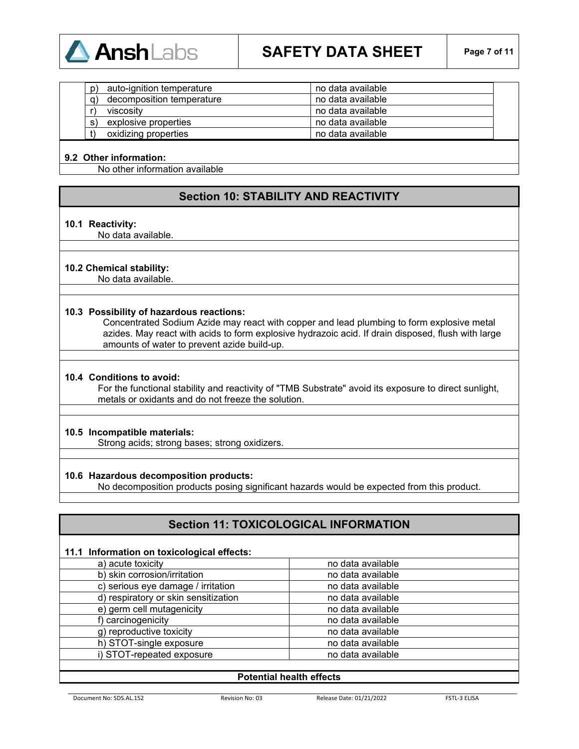| | |
|---|---|
| p) auto-ignition temperature | no data available |
| q) decomposition temperature | no data available |
| r) viscosity | no data available |
| s) explosive properties | no data available |
| t) oxidizing properties | no data available |

**9.2 Other information:**

No other information available

## Section 10: STABILITY AND REACTIVITY

**10.1 Reactivity:**

No data available.

**10.2 Chemical stability:**

No data available.

**10.3 Possibility of hazardous reactions:**

Concentrated Sodium Azide may react with copper and lead plumbing to form explosive metal azides. May react with acids to form explosive hydrazoic acid. If drain disposed, flush with large amounts of water to prevent azide build-up.

**10.4 Conditions to avoid:**

For the functional stability and reactivity of "TMB Substrate" avoid its exposure to direct sunlight, metals or oxidants and do not freeze the solution.

**10.5 Incompatible materials:**

Strong acids; strong bases; strong oxidizers.

**10.6 Hazardous decomposition products:**

No decomposition products posing significant hazards would be expected from this product.

## Section 11: TOXICOLOGICAL INFORMATION

**11.1 Information on toxicological effects:**

| | |
|---|---|
| a) acute toxicity | no data available |
| b) skin corrosion/irritation | no data available |
| c) serious eye damage / irritation | no data available |
| d) respiratory or skin sensitization | no data available |
| e) germ cell mutagenicity | no data available |
| f) carcinogenicity | no data available |
| g) reproductive toxicity | no data available |
| h) STOT-single exposure | no data available |
| i) STOT-repeated exposure | no data available |

**Potential health effects**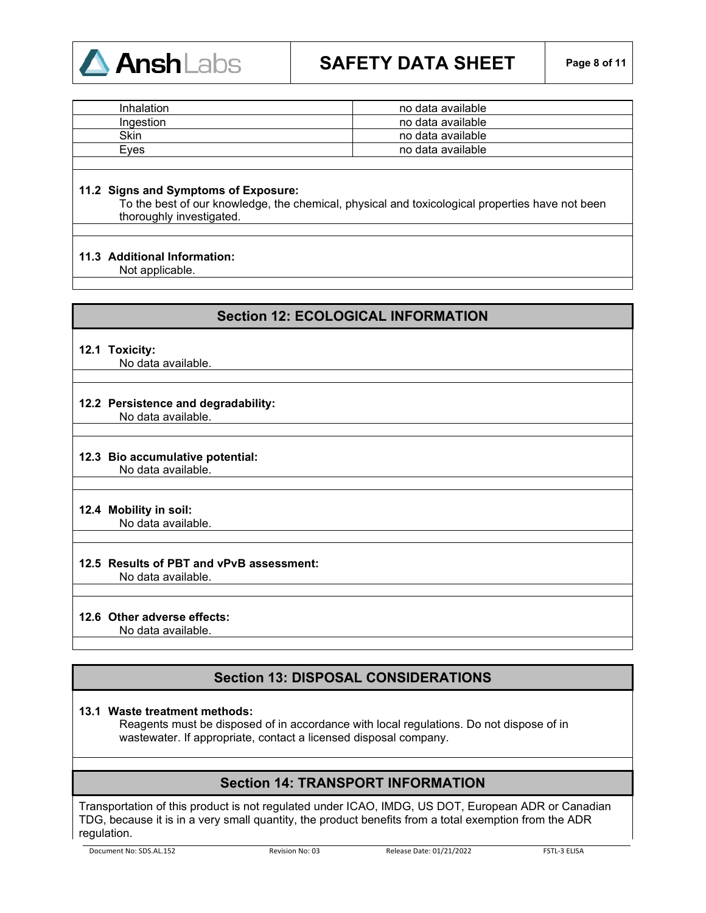| | |
|---|---|
| Inhalation | no data available |
| Ingestion | no data available |
| Skin | no data available |
| Eyes | no data available |

**11.2 Signs and Symptoms of Exposure:**

To the best of our knowledge, the chemical, physical and toxicological properties have not been thoroughly investigated.

**11.3 Additional Information:**

Not applicable.

## Section 12: ECOLOGICAL INFORMATION

**12.1 Toxicity:**

No data available.

**12.2 Persistence and degradability:**

No data available.

**12.3 Bio accumulative potential:**

No data available.

**12.4 Mobility in soil:**

No data available.

**12.5 Results of PBT and vPvB assessment:**

No data available.

**12.6 Other adverse effects:**

No data available.

## Section 13: DISPOSAL CONSIDERATIONS

**13.1 Waste treatment methods:**

Reagents must be disposed of in accordance with local regulations. Do not dispose of in wastewater. If appropriate, contact a licensed disposal company.

## Section 14: TRANSPORT INFORMATION

Transportation of this product is not regulated under ICAO, IMDG, US DOT, European ADR or Canadian TDG, because it is in a very small quantity, the product benefits from a total exemption from the ADR regulation.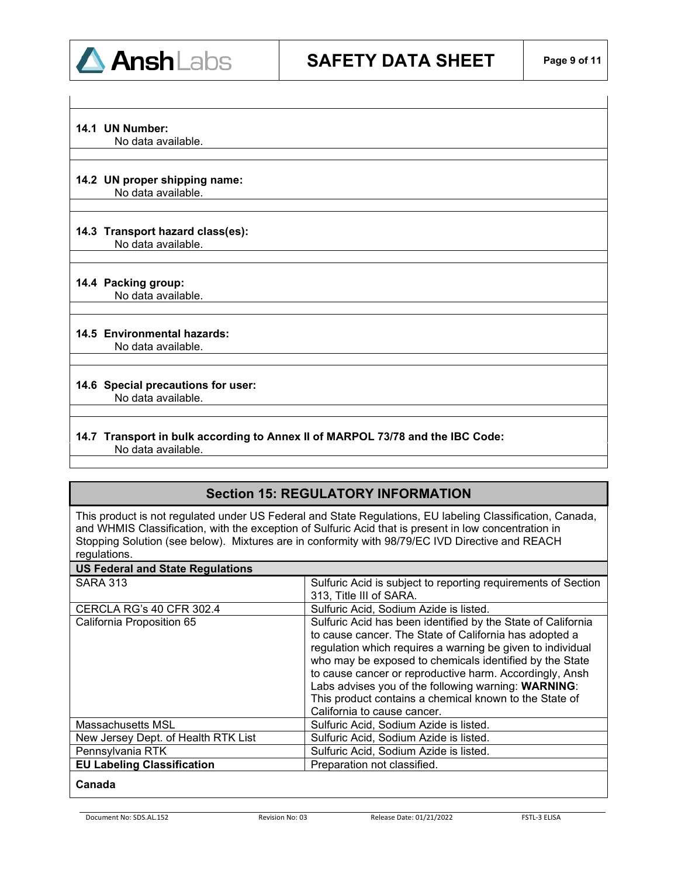**14.1 UN Number:**
No data available.

**14.2 UN proper shipping name:**
No data available.

**14.3 Transport hazard class(es):**
No data available.

**14.4 Packing group:**
No data available.

**14.5 Environmental hazards:**
No data available.

**14.6 Special precautions for user:**
No data available.

**14.7 Transport in bulk according to Annex II of MARPOL 73/78 and the IBC Code:**
No data available.

## Section 15: REGULATORY INFORMATION

This product is not regulated under US Federal and State Regulations, EU labeling Classification, Canada, and WHMIS Classification, with the exception of Sulfuric Acid that is present in low concentration in Stopping Solution (see below). Mixtures are in conformity with 98/79/EC IVD Directive and REACH regulations.

| **US Federal and State Regulations** | |
|---|---|
| SARA 313 | Sulfuric Acid is subject to reporting requirements of Section 313, Title III of SARA. |
| CERCLA RG's 40 CFR 302.4 | Sulfuric Acid, Sodium Azide is listed. |
| California Proposition 65 | Sulfuric Acid has been identified by the State of California to cause cancer. The State of California has adopted a regulation which requires a warning be given to individual who may be exposed to chemicals identified by the State to cause cancer or reproductive harm. Accordingly, Ansh Labs advises you of the following warning: **WARNING**: This product contains a chemical known to the State of California to cause cancer. |
| Massachusetts MSL | Sulfuric Acid, Sodium Azide is listed. |
| New Jersey Dept. of Health RTK List | Sulfuric Acid, Sodium Azide is listed. |
| Pennsylvania RTK | Sulfuric Acid, Sodium Azide is listed. |
| **EU Labeling Classification** | Preparation not classified. |

**Canada**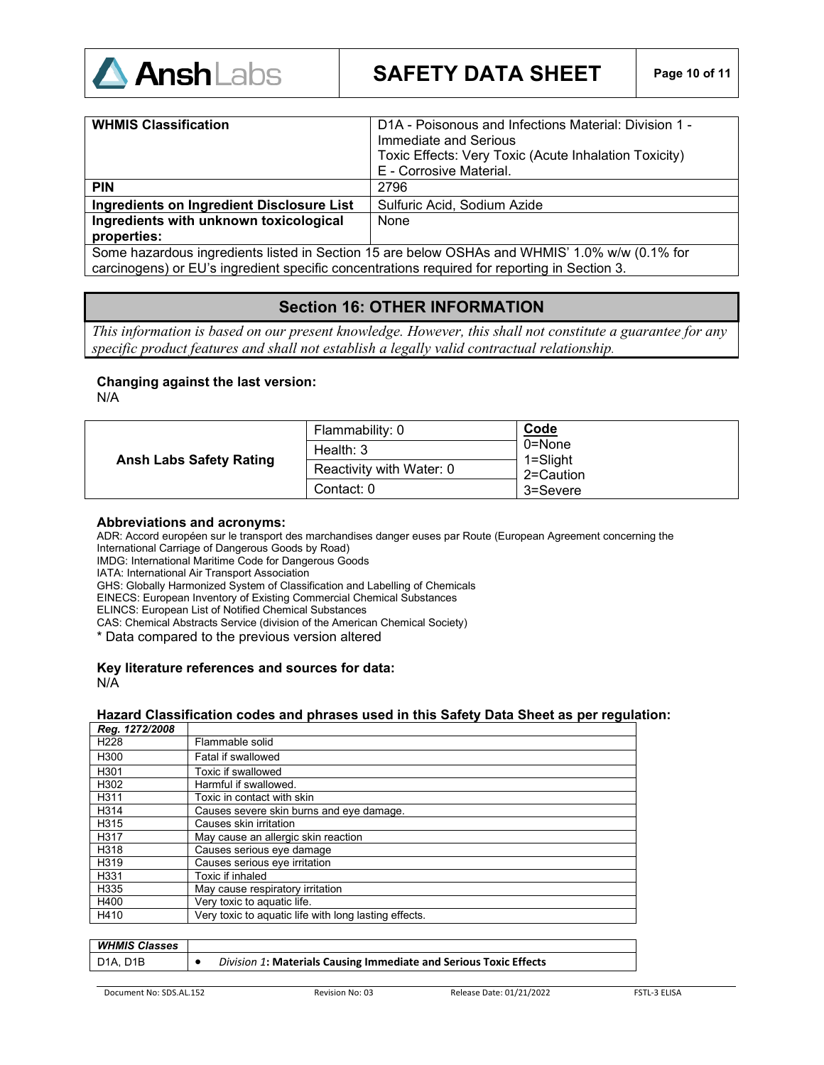| WHMIS Classification | D1A - Poisonous and Infections Material: Division 1 - Immediate and Serious<br>Toxic Effects: Very Toxic (Acute Inhalation Toxicity)<br>E - Corrosive Material. |
|---|---|
| **PIN** | 2796 |
| **Ingredients on Ingredient Disclosure List** | Sulfuric Acid, Sodium Azide |
| **Ingredients with unknown toxicological properties:** | None |

Some hazardous ingredients listed in Section 15 are below OSHAs and WHMIS' 1.0% w/w (0.1% for carcinogens) or EU's ingredient specific concentrations required for reporting in Section 3.

## Section 16: OTHER INFORMATION

*This information is based on our present knowledge. However, this shall not constitute a guarantee for any specific product features and shall not establish a legally valid contractual relationship.*

**Changing against the last version:**
N/A

| Ansh Labs Safety Rating | | Code |
|---|---|---|
| | Flammability: 0 | 0=None |
| | Health: 3 | 1=Slight |
| | Reactivity with Water: 0 | 2=Caution |
| | Contact: 0 | 3=Severe |

**Abbreviations and acronyms:**

ADR: Accord européen sur le transport des marchandises danger euses par Route (European Agreement concerning the International Carriage of Dangerous Goods by Road)
IMDG: International Maritime Code for Dangerous Goods
IATA: International Air Transport Association
GHS: Globally Harmonized System of Classification and Labelling of Chemicals
EINECS: European Inventory of Existing Commercial Chemical Substances
ELINCS: European List of Notified Chemical Substances
CAS: Chemical Abstracts Service (division of the American Chemical Society)
* Data compared to the previous version altered

**Key literature references and sources for data:**
N/A

**Hazard Classification codes and phrases used in this Safety Data Sheet as per regulation:**

| *Reg. 1272/2008* | |
|---|---|
| H228 | Flammable solid |
| H300 | Fatal if swallowed |
| H301 | Toxic if swallowed |
| H302 | Harmful if swallowed. |
| H311 | Toxic in contact with skin |
| H314 | Causes severe skin burns and eye damage. |
| H315 | Causes skin irritation |
| H317 | May cause an allergic skin reaction |
| H318 | Causes serious eye damage |
| H319 | Causes serious eye irritation |
| H331 | Toxic if inhaled |
| H335 | May cause respiratory irritation |
| H400 | Very toxic to aquatic life. |
| H410 | Very toxic to aquatic life with long lasting effects. |

| *WHMIS Classes* | |
|---|---|
| D1A, D1B | • *Division 1*: **Materials Causing Immediate and Serious Toxic Effects** |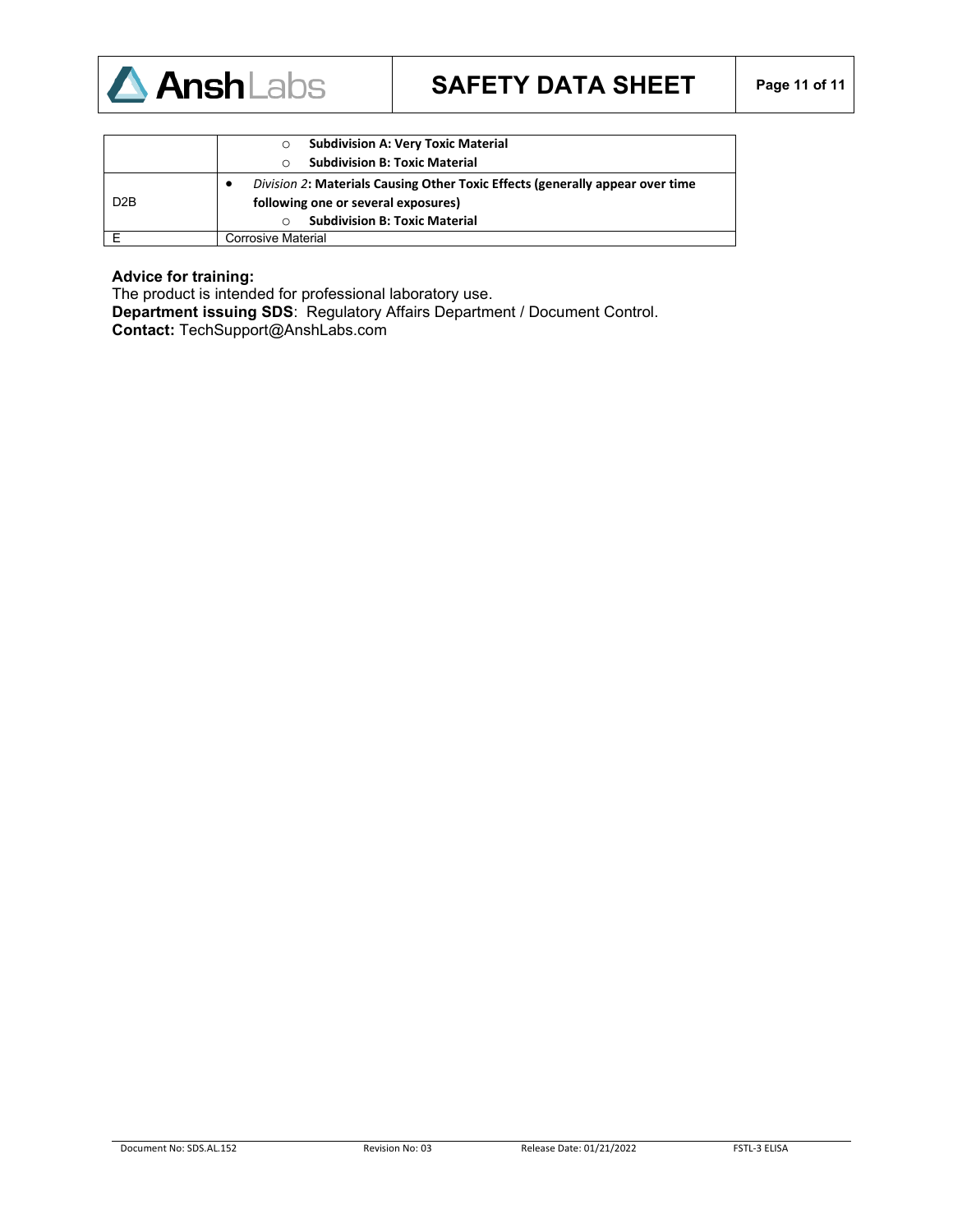| | |
|---|---|
| | ○ **Subdivision A: Very Toxic Material**<br>○ **Subdivision B: Toxic Material** |
| D2B | • *Division 2*: **Materials Causing Other Toxic Effects (generally appear over time following one or several exposures)**<br>○ **Subdivision B: Toxic Material** |
| E | Corrosive Material |

**Advice for training:**
The product is intended for professional laboratory use.
**Department issuing SDS**: Regulatory Affairs Department / Document Control.
**Contact:** TechSupport@AnshLabs.com